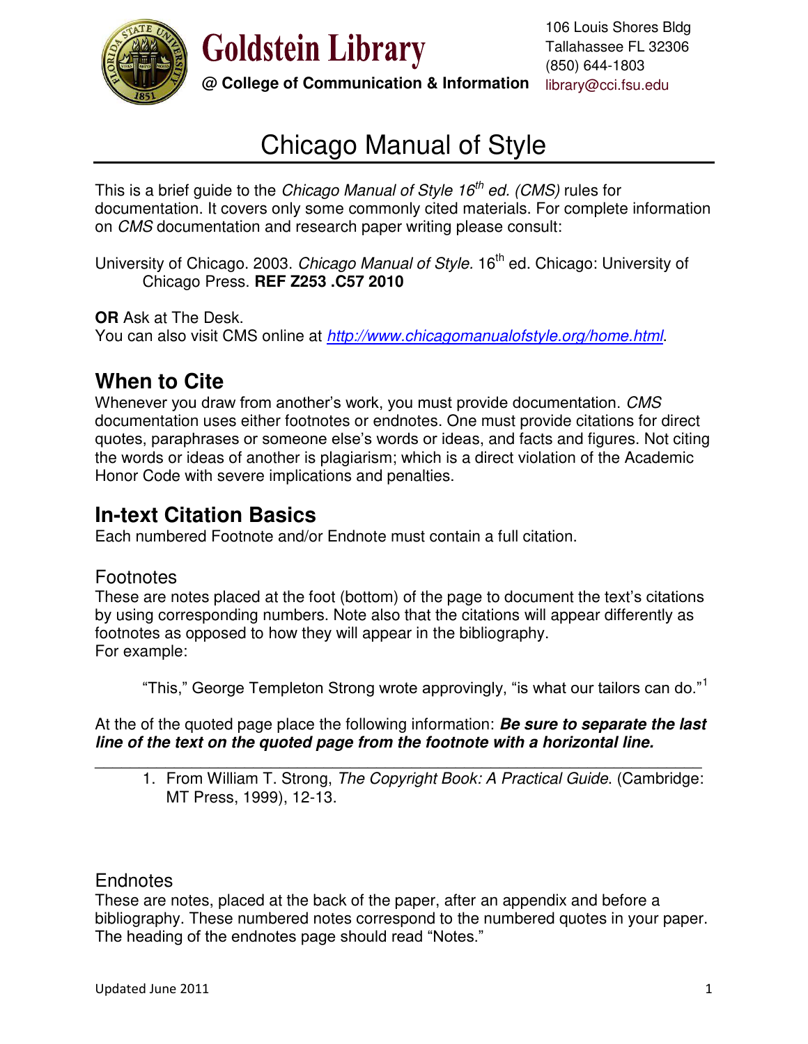Goldstein Library

@ College of Communication & Information

106 Louis Shores Bldg
Tallahassee FL 32306
(850) 644-1803
library@cci.fsu.edu

# Chicago Manual of Style

This is a brief guide to the *Chicago Manual of Style 16th ed. (CMS)* rules for documentation. It covers only some commonly cited materials. For complete information on *CMS* documentation and research paper writing please consult:

University of Chicago. 2003. *Chicago Manual of Style.* 16th ed. Chicago: University of Chicago Press. **REF Z253 .C57 2010**

**OR** Ask at The Desk.
You can also visit CMS online at *http://www.chicagomanualofstyle.org/home.html*.

## When to Cite

Whenever you draw from another's work, you must provide documentation. *CMS* documentation uses either footnotes or endnotes. One must provide citations for direct quotes, paraphrases or someone else's words or ideas, and facts and figures. Not citing the words or ideas of another is plagiarism; which is a direct violation of the Academic Honor Code with severe implications and penalties.

## In-text Citation Basics

Each numbered Footnote and/or Endnote must contain a full citation.

### Footnotes

These are notes placed at the foot (bottom) of the page to document the text's citations by using corresponding numbers. Note also that the citations will appear differently as footnotes as opposed to how they will appear in the bibliography.
For example:

> "This," George Templeton Strong wrote approvingly, "is what our tailors can do."[1]

At the of the quoted page place the following information: ***Be sure to separate the last line of the text on the quoted page from the footnote with a horizontal line.***

---

1. From William T. Strong, *The Copyright Book: A Practical Guide*. (Cambridge: MT Press, 1999), 12-13.

### Endnotes

These are notes, placed at the back of the paper, after an appendix and before a bibliography. These numbered notes correspond to the numbered quotes in your paper. The heading of the endnotes page should read "Notes."

Updated June 2011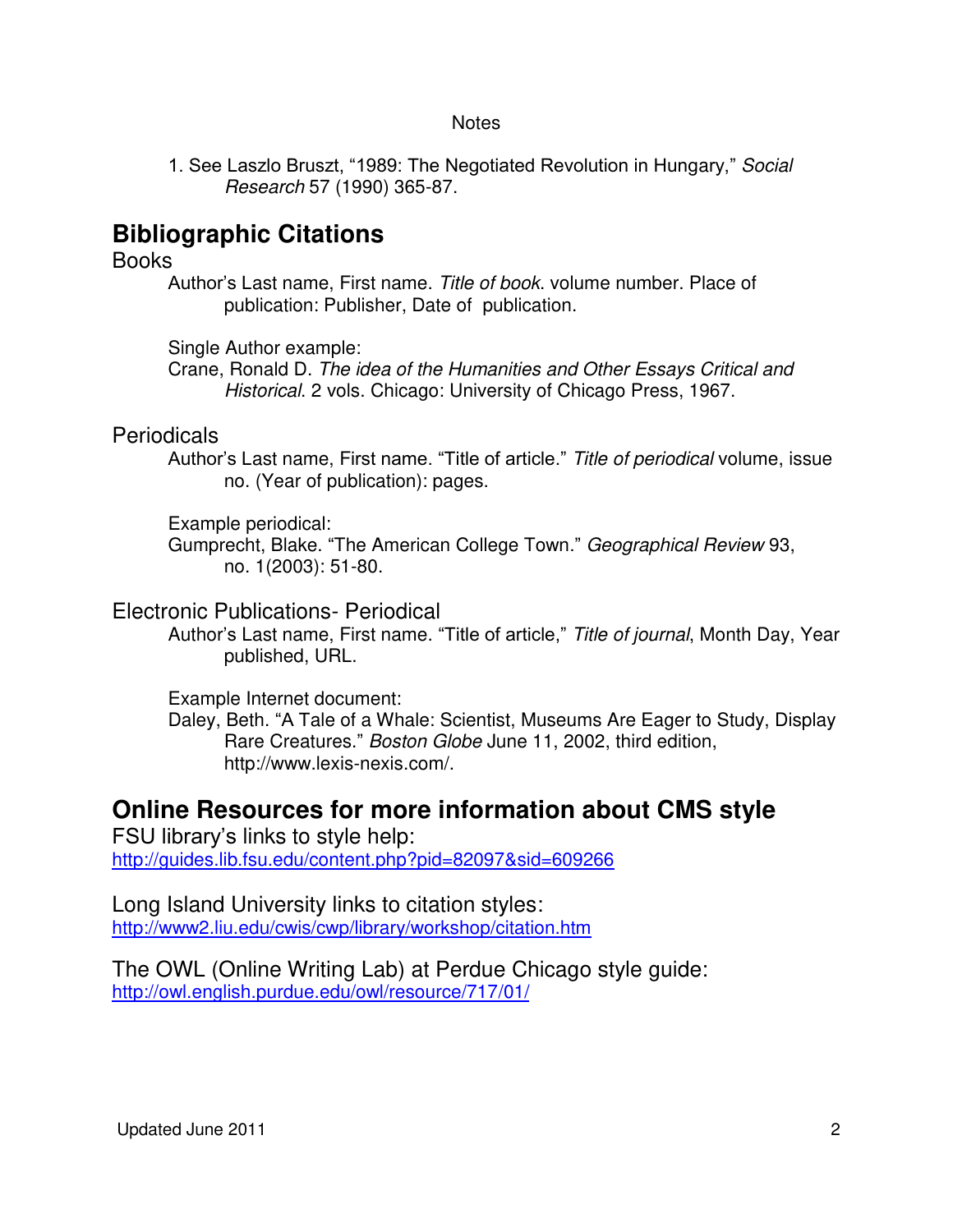Notes

1. See Laszlo Bruszt, “1989: The Negotiated Revolution in Hungary,” *Social Research* 57 (1990) 365-87.

## Bibliographic Citations

### Books

Author’s Last name, First name. *Title of book*. volume number. Place of publication: Publisher, Date of publication.

Single Author example:

Crane, Ronald D. *The idea of the Humanities and Other Essays Critical and Historical*. 2 vols. Chicago: University of Chicago Press, 1967.

### Periodicals

Author’s Last name, First name. “Title of article.” *Title of periodical* volume, issue no. (Year of publication): pages.

Example periodical:

Gumprecht, Blake. “The American College Town.” *Geographical Review* 93, no. 1(2003): 51-80.

### Electronic Publications- Periodical

Author’s Last name, First name. “Title of article,” *Title of journal*, Month Day, Year published, URL.

Example Internet document:

Daley, Beth. “A Tale of a Whale: Scientist, Museums Are Eager to Study, Display Rare Creatures.” *Boston Globe* June 11, 2002, third edition, http://www.lexis-nexis.com/.

## Online Resources for more information about CMS style

FSU library’s links to style help:
http://guides.lib.fsu.edu/content.php?pid=82097&sid=609266

Long Island University links to citation styles:
http://www2.liu.edu/cwis/cwp/library/workshop/citation.htm

The OWL (Online Writing Lab) at Perdue Chicago style guide:
http://owl.english.purdue.edu/owl/resource/717/01/

Updated June 2011